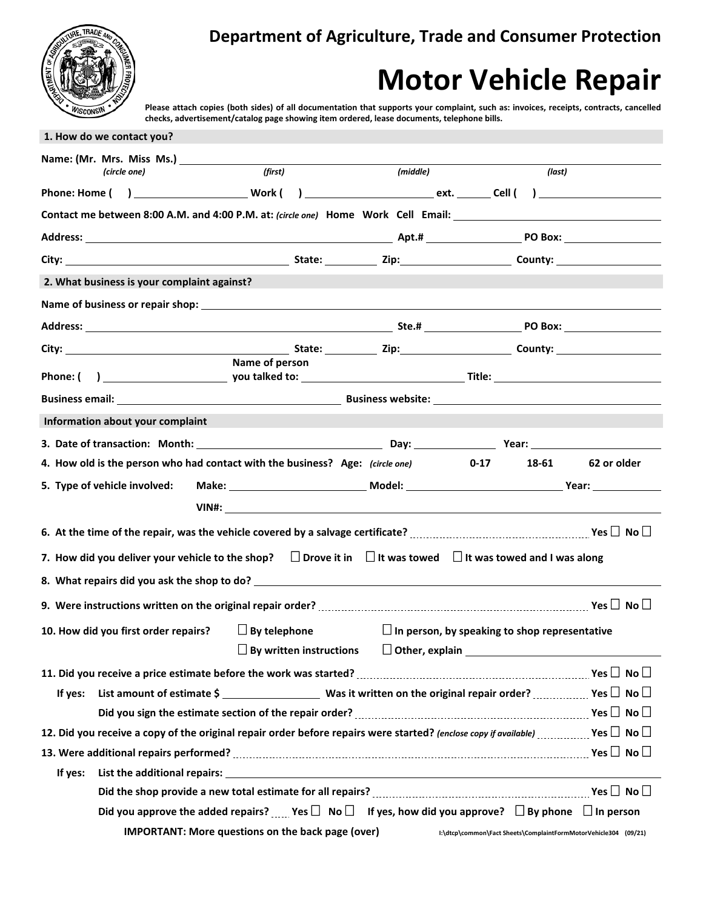**Department of Agriculture, Trade and Consumer Protection**

# Motor Vehicle Repair

**Please attach copies (both sides) of all documentation that supports your complaint, such as: invoices, receipts, contracts, cancelled checks, advertisement/catalog page showing item ordered, lease documents, telephone bills.**

## 1. How do we contact you?

**Name: (Mr. Mrs. Miss Ms.)** ______________________________________________
*(circle one)* *(first)* *(middle)* *(last)*

**Phone: Home (   )** ________________ **Work (   )** ________________ **ext.** ______ **Cell (   )** ________________

**Contact me between 8:00 A.M. and 4:00 P.M. at:** *(circle one)* **Home Work Cell Email:** ________________

**Address:** ______________________________ **Apt.#** ____________ **PO Box:** ____________

**City:** ______________________________ **State:** ________ **Zip:** ____________ **County:** ____________

## 2. What business is your complaint against?

**Name of business or repair shop:** ______________________________________________

**Address:** ______________________________ **Ste.#** ____________ **PO Box:** ____________

**City:** ______________________________ **State:** ________ **Zip:** ____________ **County:** ____________

**Phone: (   )** ________________ **Name of person you talked to:** ________________ **Title:** ________________

**Business email:** ______________________________ **Business website:** ______________________________

## Information about your complaint

**3. Date of transaction: Month:** ________________ **Day:** ________ **Year:** ____________

**4. How old is the person who had contact with the business? Age:** *(circle one)* **0-17 18-61 62 or older**

**5. Type of vehicle involved: Make:** ________________ **Model:** ________________ **Year:** ________

**VIN#:** ______________________________________________

**6. At the time of the repair, was the vehicle covered by a salvage certificate?** .......... **Yes ☐ No ☐**

**7. How did you deliver your vehicle to the shop? ☐ Drove it in ☐ It was towed ☐ It was towed and I was along**

**8. What repairs did you ask the shop to do?** ______________________________________________

**9. Were instructions written on the original repair order?** .......... **Yes ☐ No ☐**

**10. How did you first order repairs? ☐ By telephone ☐ In person, by speaking to shop representative**
**☐ By written instructions ☐ Other, explain** ________________

**11. Did you receive a price estimate before the work was started?** .......... **Yes ☐ No ☐**

**If yes: List amount of estimate $** ____________ **Was it written on the original repair order?** .......... **Yes ☐ No ☐**

**Did you sign the estimate section of the repair order?** .......... **Yes ☐ No ☐**

**12. Did you receive a copy of the original repair order before repairs were started?** *(enclose copy if available)* .......... **Yes ☐ No ☐**

**13. Were additional repairs performed?** .......... **Yes ☐ No ☐**

**If yes: List the additional repairs:** ______________________________________________

**Did the shop provide a new total estimate for all repairs?** .......... **Yes ☐ No ☐**

**Did you approve the added repairs?** ..... **Yes ☐ No ☐ If yes, how did you approve? ☐ By phone ☐ In person**

**IMPORTANT: More questions on the back page (over)**

I:\dtcp\common\Fact Sheets\ComplaintFormMotorVehicle304 (09/21)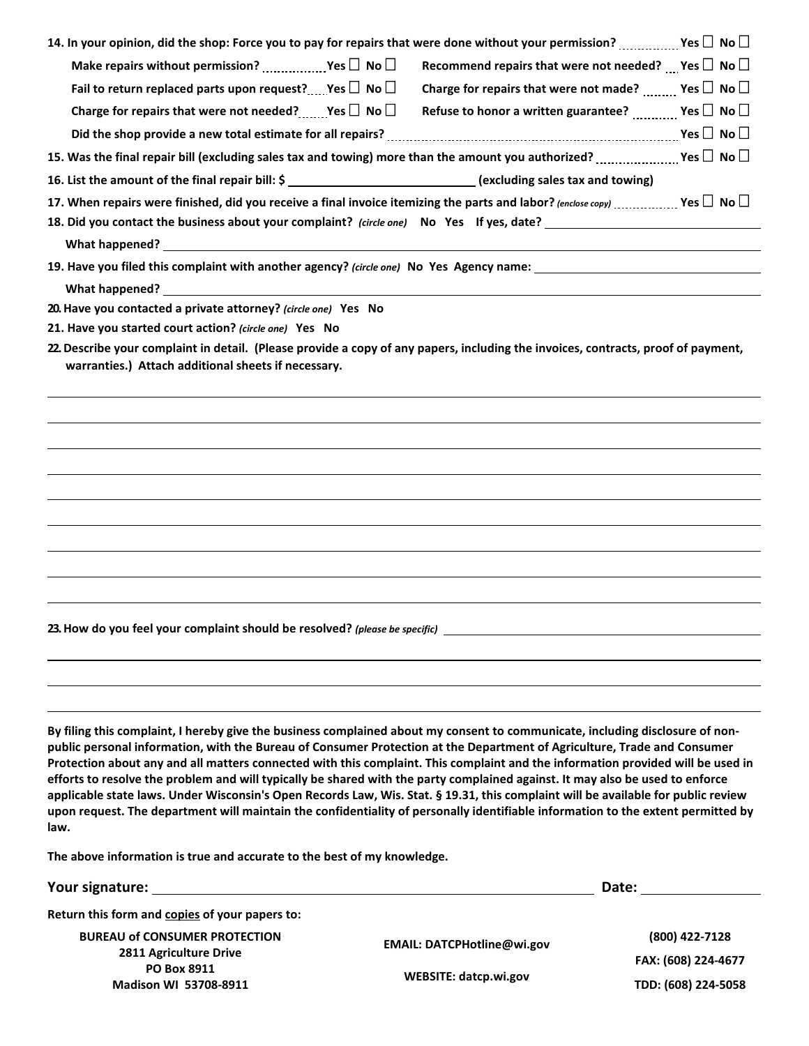**14. In your opinion, did the shop: Force you to pay for repairs that were done without your permission?** ............ **Yes ☐ No ☐**

**Make repairs without permission?** ............ **Yes ☐ No ☐**

**Recommend repairs that were not needed?** ... **Yes ☐ No ☐**

**Fail to return replaced parts upon request?** ..... **Yes ☐ No ☐**

**Charge for repairs that were not made?** ......... **Yes ☐ No ☐**

**Charge for repairs that were not needed?** ....... **Yes ☐ No ☐**

**Refuse to honor a written guarantee?** ........... **Yes ☐ No ☐**

**Did the shop provide a new total estimate for all repairs?** ............ **Yes ☐ No ☐**

**15. Was the final repair bill (excluding sales tax and towing) more than the amount you authorized?** ............ **Yes ☐ No ☐**

**16. List the amount of the final repair bill: $ ____________________ (excluding sales tax and towing)**

**17. When repairs were finished, did you receive a final invoice itemizing the parts and labor?** *(enclose copy)* ............ **Yes ☐ No ☐**

**18. Did you contact the business about your complaint?** *(circle one)* **No Yes If yes, date?** ____________________

**What happened?** ____________________

**19. Have you filed this complaint with another agency?** *(circle one)* **No Yes Agency name:** ____________________

**What happened?** ____________________

**20. Have you contacted a private attorney?** *(circle one)* **Yes No**

**21. Have you started court action?** *(circle one)* **Yes No**

**22. Describe your complaint in detail. (Please provide a copy of any papers, including the invoices, contracts, proof of payment, warranties.) Attach additional sheets if necessary.**

____________________

**23. How do you feel your complaint should be resolved?** *(please be specific)* ____________________

**By filing this complaint, I hereby give the business complained about my consent to communicate, including disclosure of non-public personal information, with the Bureau of Consumer Protection at the Department of Agriculture, Trade and Consumer Protection about any and all matters connected with this complaint. This complaint and the information provided will be used in efforts to resolve the problem and will typically be shared with the party complained against. It may also be used to enforce applicable state laws. Under Wisconsin's Open Records Law, Wis. Stat. § 19.31, this complaint will be available for public review upon request. The department will maintain the confidentiality of personally identifiable information to the extent permitted by law.**

**The above information is true and accurate to the best of my knowledge.**

**Your signature:** ____________________ **Date:** ____________

**Return this form and copies of your papers to:**

**BUREAU of CONSUMER PROTECTION**
**2811 Agriculture Drive**
**PO Box 8911**
**Madison WI 53708-8911**

**EMAIL: DATCPHotline@wi.gov**

**WEBSITE: datcp.wi.gov**

**(800) 422-7128**

**FAX: (608) 224-4677**

**TDD: (608) 224-5058**